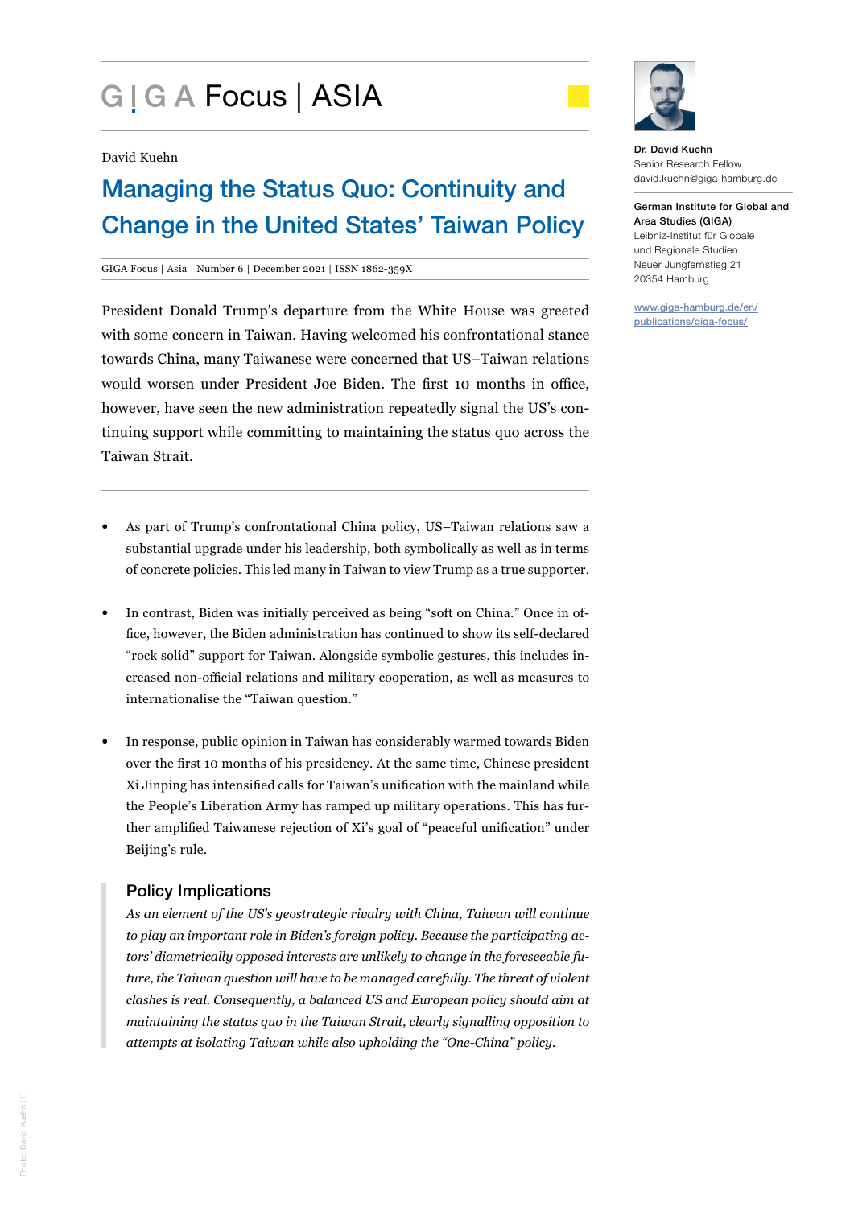# GIGA Focus | ASIA

David Kuehn

## Managing the Status Quo: Continuity and Change in the United States' Taiwan Policy

GIGA Focus | Asia | Number 6 | December 2021 | ISSN 1862-359X

Dr. David Kuehn
Senior Research Fellow
david.kuehn@giga-hamburg.de

German Institute for Global and Area Studies (GIGA)
Leibniz-Institut für Globale und Regionale Studien
Neuer Jungfernstieg 21
20354 Hamburg

www.giga-hamburg.de/en/publications/giga-focus/

President Donald Trump's departure from the White House was greeted with some concern in Taiwan. Having welcomed his confrontational stance towards China, many Taiwanese were concerned that US–Taiwan relations would worsen under President Joe Biden. The first 10 months in office, however, have seen the new administration repeatedly signal the US's continuing support while committing to maintaining the status quo across the Taiwan Strait.

- As part of Trump's confrontational China policy, US–Taiwan relations saw a substantial upgrade under his leadership, both symbolically as well as in terms of concrete policies. This led many in Taiwan to view Trump as a true supporter.
- In contrast, Biden was initially perceived as being "soft on China." Once in office, however, the Biden administration has continued to show its self-declared "rock solid" support for Taiwan. Alongside symbolic gestures, this includes increased non-official relations and military cooperation, as well as measures to internationalise the "Taiwan question."
- In response, public opinion in Taiwan has considerably warmed towards Biden over the first 10 months of his presidency. At the same time, Chinese president Xi Jinping has intensified calls for Taiwan's unification with the mainland while the People's Liberation Army has ramped up military operations. This has further amplified Taiwanese rejection of Xi's goal of "peaceful unification" under Beijing's rule.

### Policy Implications

*As an element of the US's geostrategic rivalry with China, Taiwan will continue to play an important role in Biden's foreign policy. Because the participating actors' diametrically opposed interests are unlikely to change in the foreseeable future, the Taiwan question will have to be managed carefully. The threat of violent clashes is real. Consequently, a balanced US and European policy should aim at maintaining the status quo in the Taiwan Strait, clearly signalling opposition to attempts at isolating Taiwan while also upholding the "One-China" policy.*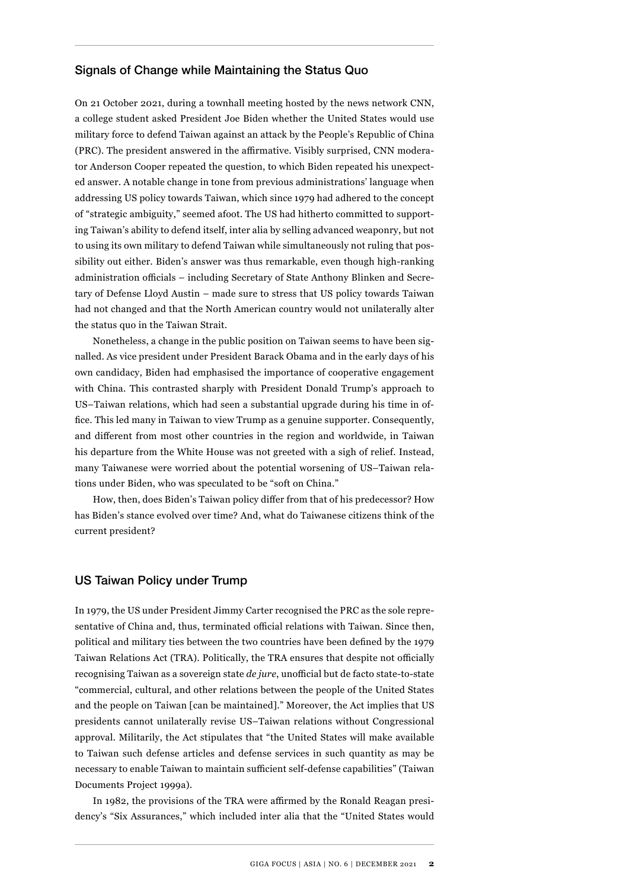## Signals of Change while Maintaining the Status Quo

On 21 October 2021, during a townhall meeting hosted by the news network CNN, a college student asked President Joe Biden whether the United States would use military force to defend Taiwan against an attack by the People's Republic of China (PRC). The president answered in the affirmative. Visibly surprised, CNN moderator Anderson Cooper repeated the question, to which Biden repeated his unexpected answer. A notable change in tone from previous administrations' language when addressing US policy towards Taiwan, which since 1979 had adhered to the concept of "strategic ambiguity," seemed afoot. The US had hitherto committed to supporting Taiwan's ability to defend itself, inter alia by selling advanced weaponry, but not to using its own military to defend Taiwan while simultaneously not ruling that possibility out either. Biden's answer was thus remarkable, even though high-ranking administration officials – including Secretary of State Anthony Blinken and Secretary of Defense Lloyd Austin – made sure to stress that US policy towards Taiwan had not changed and that the North American country would not unilaterally alter the status quo in the Taiwan Strait.

Nonetheless, a change in the public position on Taiwan seems to have been signalled. As vice president under President Barack Obama and in the early days of his own candidacy, Biden had emphasised the importance of cooperative engagement with China. This contrasted sharply with President Donald Trump's approach to US–Taiwan relations, which had seen a substantial upgrade during his time in office. This led many in Taiwan to view Trump as a genuine supporter. Consequently, and different from most other countries in the region and worldwide, in Taiwan his departure from the White House was not greeted with a sigh of relief. Instead, many Taiwanese were worried about the potential worsening of US–Taiwan relations under Biden, who was speculated to be "soft on China."

How, then, does Biden's Taiwan policy differ from that of his predecessor? How has Biden's stance evolved over time? And, what do Taiwanese citizens think of the current president?

## US Taiwan Policy under Trump

In 1979, the US under President Jimmy Carter recognised the PRC as the sole representative of China and, thus, terminated official relations with Taiwan. Since then, political and military ties between the two countries have been defined by the 1979 Taiwan Relations Act (TRA). Politically, the TRA ensures that despite not officially recognising Taiwan as a sovereign state *de jure*, unofficial but de facto state-to-state "commercial, cultural, and other relations between the people of the United States and the people on Taiwan [can be maintained]." Moreover, the Act implies that US presidents cannot unilaterally revise US–Taiwan relations without Congressional approval. Militarily, the Act stipulates that "the United States will make available to Taiwan such defense articles and defense services in such quantity as may be necessary to enable Taiwan to maintain sufficient self-defense capabilities" (Taiwan Documents Project 1999a).

In 1982, the provisions of the TRA were affirmed by the Ronald Reagan presidency's "Six Assurances," which included inter alia that the "United States would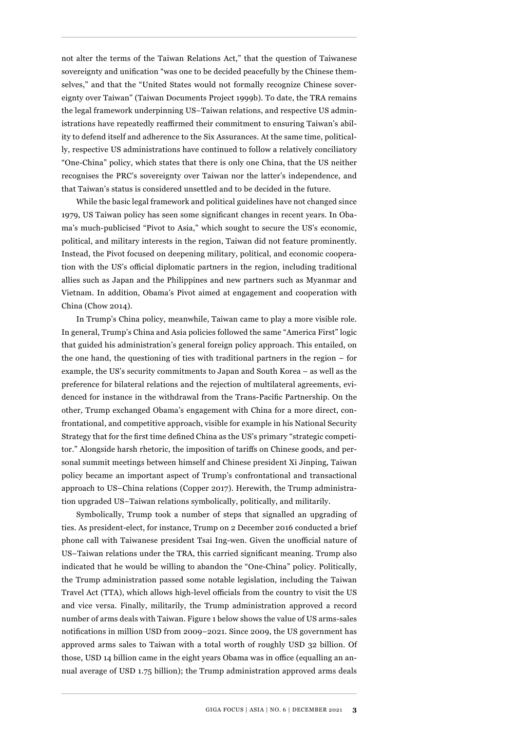not alter the terms of the Taiwan Relations Act," that the question of Taiwanese sovereignty and unification "was one to be decided peacefully by the Chinese themselves," and that the "United States would not formally recognize Chinese sovereignty over Taiwan" (Taiwan Documents Project 1999b). To date, the TRA remains the legal framework underpinning US–Taiwan relations, and respective US administrations have repeatedly reaffirmed their commitment to ensuring Taiwan's ability to defend itself and adherence to the Six Assurances. At the same time, politically, respective US administrations have continued to follow a relatively conciliatory "One-China" policy, which states that there is only one China, that the US neither recognises the PRC's sovereignty over Taiwan nor the latter's independence, and that Taiwan's status is considered unsettled and to be decided in the future.

While the basic legal framework and political guidelines have not changed since 1979, US Taiwan policy has seen some significant changes in recent years. In Obama's much-publicised "Pivot to Asia," which sought to secure the US's economic, political, and military interests in the region, Taiwan did not feature prominently. Instead, the Pivot focused on deepening military, political, and economic cooperation with the US's official diplomatic partners in the region, including traditional allies such as Japan and the Philippines and new partners such as Myanmar and Vietnam. In addition, Obama's Pivot aimed at engagement and cooperation with China (Chow 2014).

In Trump's China policy, meanwhile, Taiwan came to play a more visible role. In general, Trump's China and Asia policies followed the same "America First" logic that guided his administration's general foreign policy approach. This entailed, on the one hand, the questioning of ties with traditional partners in the region – for example, the US's security commitments to Japan and South Korea – as well as the preference for bilateral relations and the rejection of multilateral agreements, evidenced for instance in the withdrawal from the Trans-Pacific Partnership. On the other, Trump exchanged Obama's engagement with China for a more direct, confrontational, and competitive approach, visible for example in his National Security Strategy that for the first time defined China as the US's primary "strategic competitor." Alongside harsh rhetoric, the imposition of tariffs on Chinese goods, and personal summit meetings between himself and Chinese president Xi Jinping, Taiwan policy became an important aspect of Trump's confrontational and transactional approach to US–China relations (Copper 2017). Herewith, the Trump administration upgraded US–Taiwan relations symbolically, politically, and militarily.

Symbolically, Trump took a number of steps that signalled an upgrading of ties. As president-elect, for instance, Trump on 2 December 2016 conducted a brief phone call with Taiwanese president Tsai Ing-wen. Given the unofficial nature of US–Taiwan relations under the TRA, this carried significant meaning. Trump also indicated that he would be willing to abandon the "One-China" policy. Politically, the Trump administration passed some notable legislation, including the Taiwan Travel Act (TTA), which allows high-level officials from the country to visit the US and vice versa. Finally, militarily, the Trump administration approved a record number of arms deals with Taiwan. Figure 1 below shows the value of US arms-sales notifications in million USD from 2009–2021. Since 2009, the US government has approved arms sales to Taiwan with a total worth of roughly USD 32 billion. Of those, USD 14 billion came in the eight years Obama was in office (equalling an annual average of USD 1.75 billion); the Trump administration approved arms deals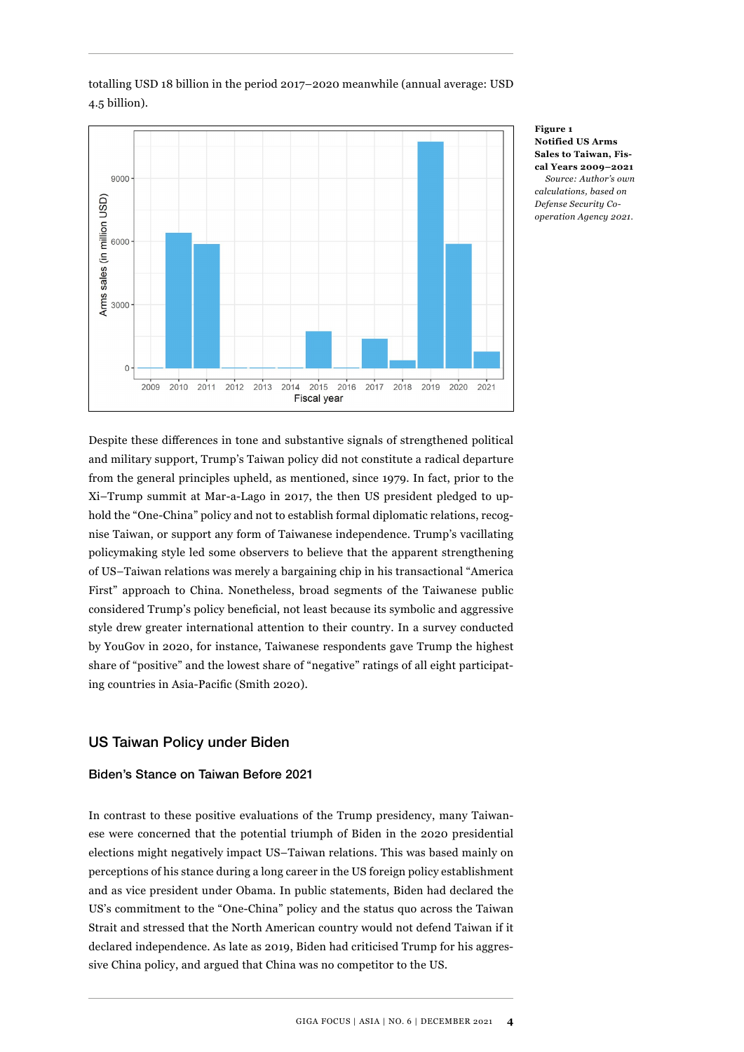totalling USD 18 billion in the period 2017–2020 meanwhile (annual average: USD 4.5 billion).

**Figure 1**
**Notified US Arms Sales to Taiwan, Fiscal Years 2009–2021**
*Source: Author's own calculations, based on Defense Security Cooperation Agency 2021.*

Despite these differences in tone and substantive signals of strengthened political and military support, Trump's Taiwan policy did not constitute a radical departure from the general principles upheld, as mentioned, since 1979. In fact, prior to the Xi–Trump summit at Mar-a-Lago in 2017, the then US president pledged to uphold the "One-China" policy and not to establish formal diplomatic relations, recognise Taiwan, or support any form of Taiwanese independence. Trump's vacillating policymaking style led some observers to believe that the apparent strengthening of US–Taiwan relations was merely a bargaining chip in his transactional "America First" approach to China. Nonetheless, broad segments of the Taiwanese public considered Trump's policy beneficial, not least because its symbolic and aggressive style drew greater international attention to their country. In a survey conducted by YouGov in 2020, for instance, Taiwanese respondents gave Trump the highest share of "positive" and the lowest share of "negative" ratings of all eight participating countries in Asia-Pacific (Smith 2020).

## US Taiwan Policy under Biden

### Biden's Stance on Taiwan Before 2021

In contrast to these positive evaluations of the Trump presidency, many Taiwanese were concerned that the potential triumph of Biden in the 2020 presidential elections might negatively impact US–Taiwan relations. This was based mainly on perceptions of his stance during a long career in the US foreign policy establishment and as vice president under Obama. In public statements, Biden had declared the US's commitment to the "One-China" policy and the status quo across the Taiwan Strait and stressed that the North American country would not defend Taiwan if it declared independence. As late as 2019, Biden had criticised Trump for his aggressive China policy, and argued that China was no competitor to the US.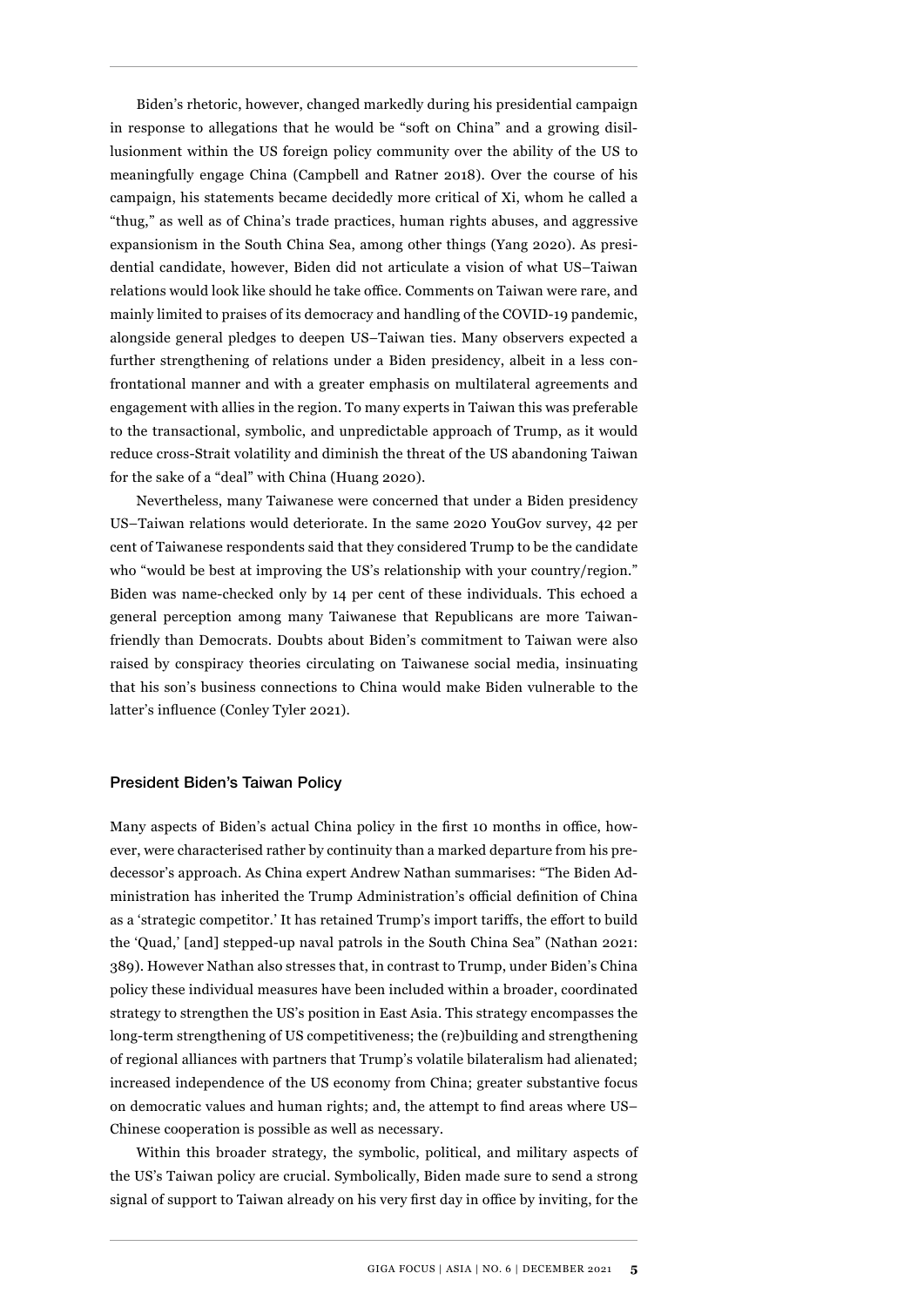Biden's rhetoric, however, changed markedly during his presidential campaign in response to allegations that he would be "soft on China" and a growing disillusionment within the US foreign policy community over the ability of the US to meaningfully engage China (Campbell and Ratner 2018). Over the course of his campaign, his statements became decidedly more critical of Xi, whom he called a "thug," as well as of China's trade practices, human rights abuses, and aggressive expansionism in the South China Sea, among other things (Yang 2020). As presidential candidate, however, Biden did not articulate a vision of what US–Taiwan relations would look like should he take office. Comments on Taiwan were rare, and mainly limited to praises of its democracy and handling of the COVID-19 pandemic, alongside general pledges to deepen US–Taiwan ties. Many observers expected a further strengthening of relations under a Biden presidency, albeit in a less confrontational manner and with a greater emphasis on multilateral agreements and engagement with allies in the region. To many experts in Taiwan this was preferable to the transactional, symbolic, and unpredictable approach of Trump, as it would reduce cross-Strait volatility and diminish the threat of the US abandoning Taiwan for the sake of a "deal" with China (Huang 2020).

Nevertheless, many Taiwanese were concerned that under a Biden presidency US–Taiwan relations would deteriorate. In the same 2020 YouGov survey, 42 per cent of Taiwanese respondents said that they considered Trump to be the candidate who "would be best at improving the US's relationship with your country/region." Biden was name-checked only by 14 per cent of these individuals. This echoed a general perception among many Taiwanese that Republicans are more Taiwan-friendly than Democrats. Doubts about Biden's commitment to Taiwan were also raised by conspiracy theories circulating on Taiwanese social media, insinuating that his son's business connections to China would make Biden vulnerable to the latter's influence (Conley Tyler 2021).

## President Biden's Taiwan Policy

Many aspects of Biden's actual China policy in the first 10 months in office, however, were characterised rather by continuity than a marked departure from his predecessor's approach. As China expert Andrew Nathan summarises: "The Biden Administration has inherited the Trump Administration's official definition of China as a 'strategic competitor.' It has retained Trump's import tariffs, the effort to build the 'Quad,' [and] stepped-up naval patrols in the South China Sea" (Nathan 2021: 389). However Nathan also stresses that, in contrast to Trump, under Biden's China policy these individual measures have been included within a broader, coordinated strategy to strengthen the US's position in East Asia. This strategy encompasses the long-term strengthening of US competitiveness; the (re)building and strengthening of regional alliances with partners that Trump's volatile bilateralism had alienated; increased independence of the US economy from China; greater substantive focus on democratic values and human rights; and, the attempt to find areas where US–Chinese cooperation is possible as well as necessary.

Within this broader strategy, the symbolic, political, and military aspects of the US's Taiwan policy are crucial. Symbolically, Biden made sure to send a strong signal of support to Taiwan already on his very first day in office by inviting, for the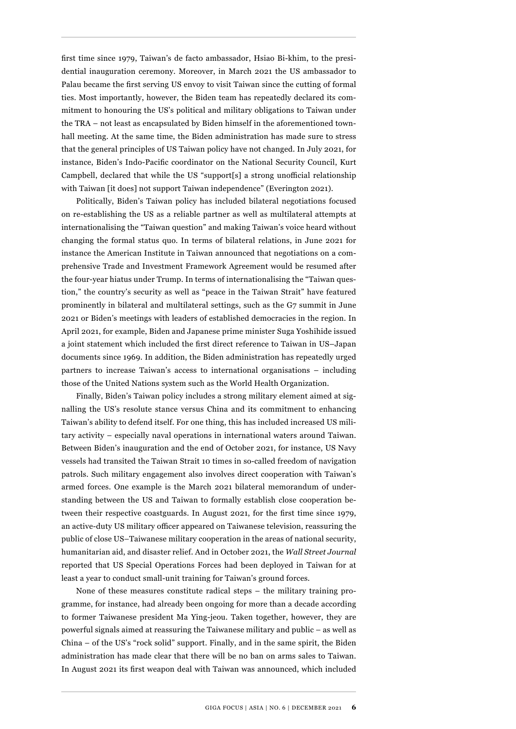first time since 1979, Taiwan's de facto ambassador, Hsiao Bi-khim, to the presidential inauguration ceremony. Moreover, in March 2021 the US ambassador to Palau became the first serving US envoy to visit Taiwan since the cutting of formal ties. Most importantly, however, the Biden team has repeatedly declared its commitment to honouring the US's political and military obligations to Taiwan under the TRA – not least as encapsulated by Biden himself in the aforementioned town-hall meeting. At the same time, the Biden administration has made sure to stress that the general principles of US Taiwan policy have not changed. In July 2021, for instance, Biden's Indo-Pacific coordinator on the National Security Council, Kurt Campbell, declared that while the US "support[s] a strong unofficial relationship with Taiwan [it does] not support Taiwan independence" (Everington 2021).

Politically, Biden's Taiwan policy has included bilateral negotiations focused on re-establishing the US as a reliable partner as well as multilateral attempts at internationalising the "Taiwan question" and making Taiwan's voice heard without changing the formal status quo. In terms of bilateral relations, in June 2021 for instance the American Institute in Taiwan announced that negotiations on a comprehensive Trade and Investment Framework Agreement would be resumed after the four-year hiatus under Trump. In terms of internationalising the "Taiwan question," the country's security as well as "peace in the Taiwan Strait" have featured prominently in bilateral and multilateral settings, such as the G7 summit in June 2021 or Biden's meetings with leaders of established democracies in the region. In April 2021, for example, Biden and Japanese prime minister Suga Yoshihide issued a joint statement which included the first direct reference to Taiwan in US–Japan documents since 1969. In addition, the Biden administration has repeatedly urged partners to increase Taiwan's access to international organisations – including those of the United Nations system such as the World Health Organization.

Finally, Biden's Taiwan policy includes a strong military element aimed at signalling the US's resolute stance versus China and its commitment to enhancing Taiwan's ability to defend itself. For one thing, this has included increased US military activity – especially naval operations in international waters around Taiwan. Between Biden's inauguration and the end of October 2021, for instance, US Navy vessels had transited the Taiwan Strait 10 times in so-called freedom of navigation patrols. Such military engagement also involves direct cooperation with Taiwan's armed forces. One example is the March 2021 bilateral memorandum of understanding between the US and Taiwan to formally establish close cooperation between their respective coastguards. In August 2021, for the first time since 1979, an active-duty US military officer appeared on Taiwanese television, reassuring the public of close US–Taiwanese military cooperation in the areas of national security, humanitarian aid, and disaster relief. And in October 2021, the *Wall Street Journal* reported that US Special Operations Forces had been deployed in Taiwan for at least a year to conduct small-unit training for Taiwan's ground forces.

None of these measures constitute radical steps – the military training programme, for instance, had already been ongoing for more than a decade according to former Taiwanese president Ma Ying-jeou. Taken together, however, they are powerful signals aimed at reassuring the Taiwanese military and public – as well as China – of the US's "rock solid" support. Finally, and in the same spirit, the Biden administration has made clear that there will be no ban on arms sales to Taiwan. In August 2021 its first weapon deal with Taiwan was announced, which included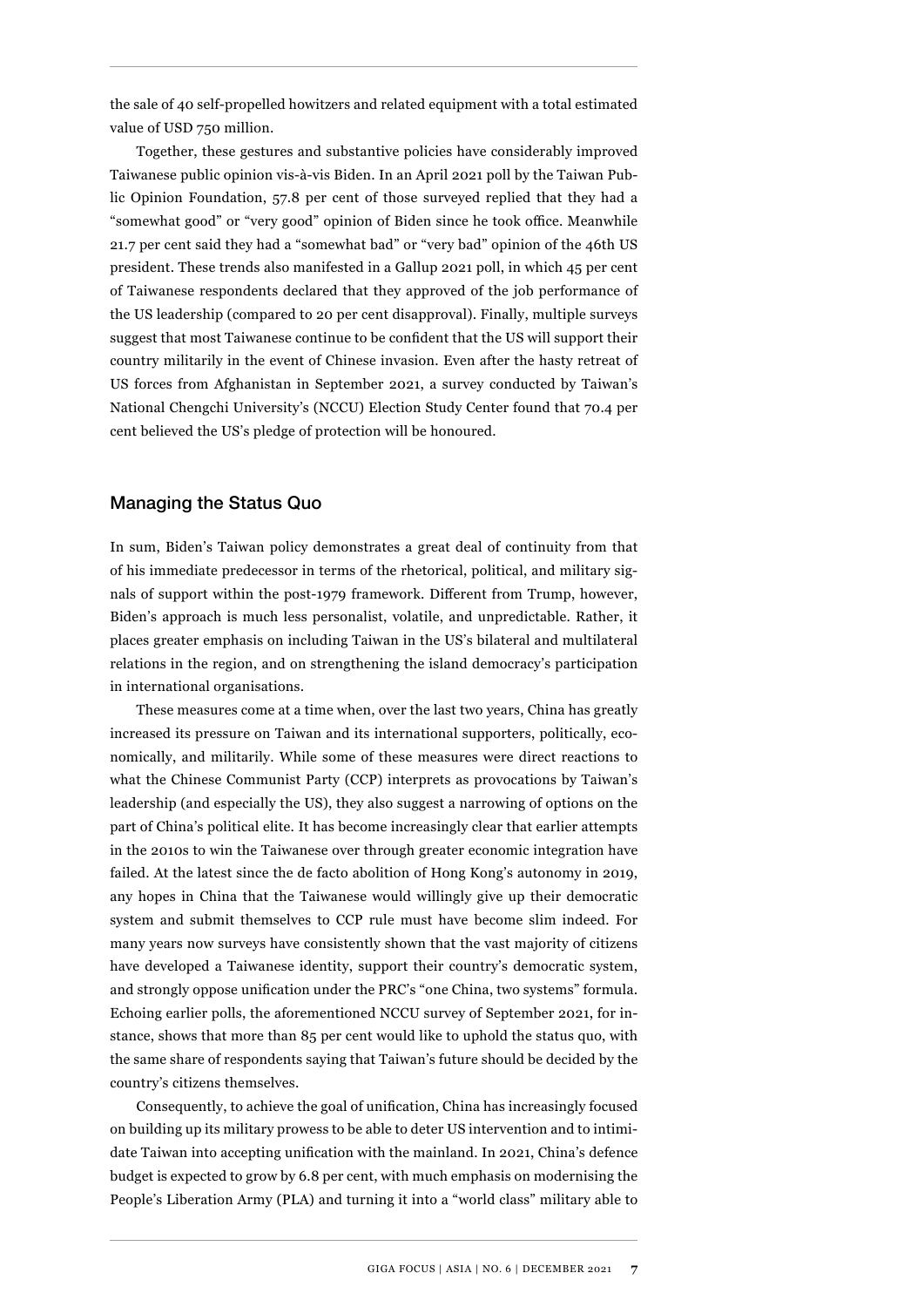the sale of 40 self-propelled howitzers and related equipment with a total estimated value of USD 750 million.

Together, these gestures and substantive policies have considerably improved Taiwanese public opinion vis-à-vis Biden. In an April 2021 poll by the Taiwan Public Opinion Foundation, 57.8 per cent of those surveyed replied that they had a "somewhat good" or "very good" opinion of Biden since he took office. Meanwhile 21.7 per cent said they had a "somewhat bad" or "very bad" opinion of the 46th US president. These trends also manifested in a Gallup 2021 poll, in which 45 per cent of Taiwanese respondents declared that they approved of the job performance of the US leadership (compared to 20 per cent disapproval). Finally, multiple surveys suggest that most Taiwanese continue to be confident that the US will support their country militarily in the event of Chinese invasion. Even after the hasty retreat of US forces from Afghanistan in September 2021, a survey conducted by Taiwan's National Chengchi University's (NCCU) Election Study Center found that 70.4 per cent believed the US's pledge of protection will be honoured.

## Managing the Status Quo

In sum, Biden's Taiwan policy demonstrates a great deal of continuity from that of his immediate predecessor in terms of the rhetorical, political, and military signals of support within the post-1979 framework. Different from Trump, however, Biden's approach is much less personalist, volatile, and unpredictable. Rather, it places greater emphasis on including Taiwan in the US's bilateral and multilateral relations in the region, and on strengthening the island democracy's participation in international organisations.

These measures come at a time when, over the last two years, China has greatly increased its pressure on Taiwan and its international supporters, politically, economically, and militarily. While some of these measures were direct reactions to what the Chinese Communist Party (CCP) interprets as provocations by Taiwan's leadership (and especially the US), they also suggest a narrowing of options on the part of China's political elite. It has become increasingly clear that earlier attempts in the 2010s to win the Taiwanese over through greater economic integration have failed. At the latest since the de facto abolition of Hong Kong's autonomy in 2019, any hopes in China that the Taiwanese would willingly give up their democratic system and submit themselves to CCP rule must have become slim indeed. For many years now surveys have consistently shown that the vast majority of citizens have developed a Taiwanese identity, support their country's democratic system, and strongly oppose unification under the PRC's "one China, two systems" formula. Echoing earlier polls, the aforementioned NCCU survey of September 2021, for instance, shows that more than 85 per cent would like to uphold the status quo, with the same share of respondents saying that Taiwan's future should be decided by the country's citizens themselves.

Consequently, to achieve the goal of unification, China has increasingly focused on building up its military prowess to be able to deter US intervention and to intimidate Taiwan into accepting unification with the mainland. In 2021, China's defence budget is expected to grow by 6.8 per cent, with much emphasis on modernising the People's Liberation Army (PLA) and turning it into a "world class" military able to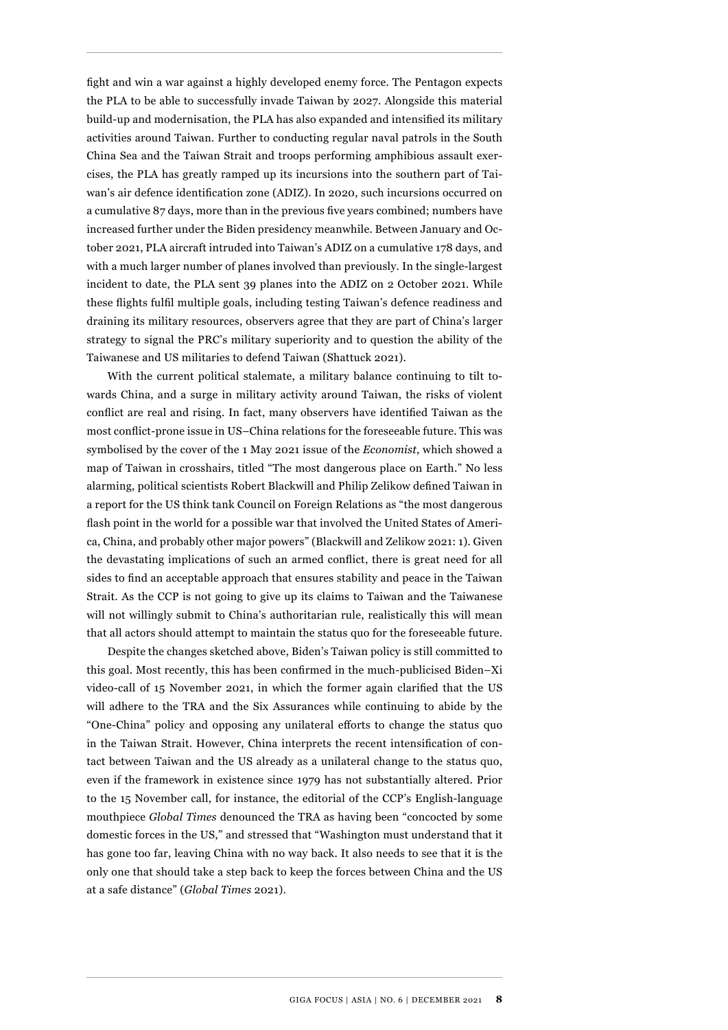fight and win a war against a highly developed enemy force. The Pentagon expects the PLA to be able to successfully invade Taiwan by 2027. Alongside this material build-up and modernisation, the PLA has also expanded and intensified its military activities around Taiwan. Further to conducting regular naval patrols in the South China Sea and the Taiwan Strait and troops performing amphibious assault exercises, the PLA has greatly ramped up its incursions into the southern part of Taiwan's air defence identification zone (ADIZ). In 2020, such incursions occurred on a cumulative 87 days, more than in the previous five years combined; numbers have increased further under the Biden presidency meanwhile. Between January and October 2021, PLA aircraft intruded into Taiwan's ADIZ on a cumulative 178 days, and with a much larger number of planes involved than previously. In the single-largest incident to date, the PLA sent 39 planes into the ADIZ on 2 October 2021. While these flights fulfil multiple goals, including testing Taiwan's defence readiness and draining its military resources, observers agree that they are part of China's larger strategy to signal the PRC's military superiority and to question the ability of the Taiwanese and US militaries to defend Taiwan (Shattuck 2021).

With the current political stalemate, a military balance continuing to tilt towards China, and a surge in military activity around Taiwan, the risks of violent conflict are real and rising. In fact, many observers have identified Taiwan as the most conflict-prone issue in US–China relations for the foreseeable future. This was symbolised by the cover of the 1 May 2021 issue of the *Economist*, which showed a map of Taiwan in crosshairs, titled "The most dangerous place on Earth." No less alarming, political scientists Robert Blackwill and Philip Zelikow defined Taiwan in a report for the US think tank Council on Foreign Relations as "the most dangerous flash point in the world for a possible war that involved the United States of America, China, and probably other major powers" (Blackwill and Zelikow 2021: 1). Given the devastating implications of such an armed conflict, there is great need for all sides to find an acceptable approach that ensures stability and peace in the Taiwan Strait. As the CCP is not going to give up its claims to Taiwan and the Taiwanese will not willingly submit to China's authoritarian rule, realistically this will mean that all actors should attempt to maintain the status quo for the foreseeable future.

Despite the changes sketched above, Biden's Taiwan policy is still committed to this goal. Most recently, this has been confirmed in the much-publicised Biden–Xi video-call of 15 November 2021, in which the former again clarified that the US will adhere to the TRA and the Six Assurances while continuing to abide by the "One-China" policy and opposing any unilateral efforts to change the status quo in the Taiwan Strait. However, China interprets the recent intensification of contact between Taiwan and the US already as a unilateral change to the status quo, even if the framework in existence since 1979 has not substantially altered. Prior to the 15 November call, for instance, the editorial of the CCP's English-language mouthpiece *Global Times* denounced the TRA as having been "concocted by some domestic forces in the US," and stressed that "Washington must understand that it has gone too far, leaving China with no way back. It also needs to see that it is the only one that should take a step back to keep the forces between China and the US at a safe distance" (*Global Times* 2021).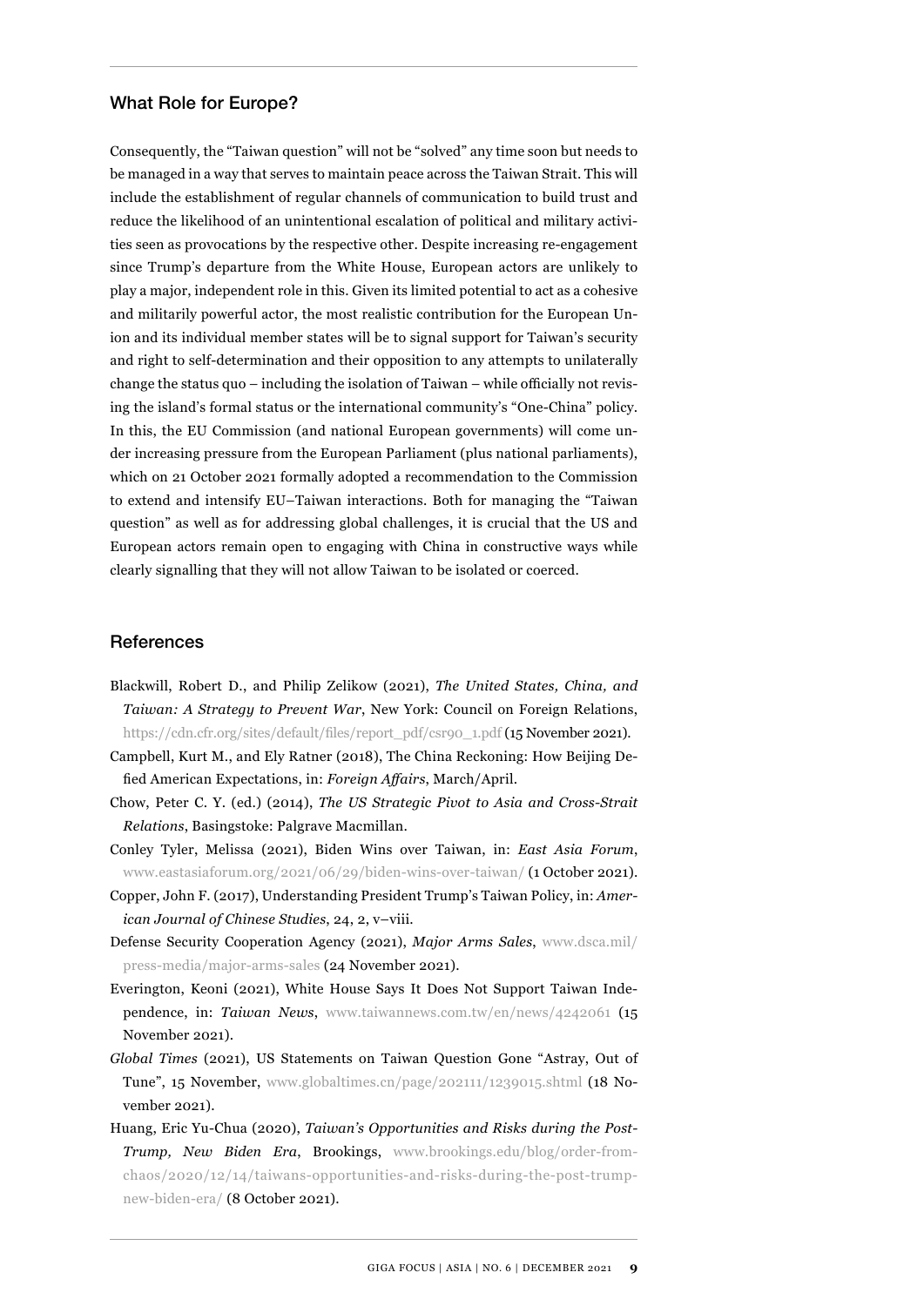## What Role for Europe?

Consequently, the "Taiwan question" will not be "solved" any time soon but needs to be managed in a way that serves to maintain peace across the Taiwan Strait. This will include the establishment of regular channels of communication to build trust and reduce the likelihood of an unintentional escalation of political and military activities seen as provocations by the respective other. Despite increasing re-engagement since Trump's departure from the White House, European actors are unlikely to play a major, independent role in this. Given its limited potential to act as a cohesive and militarily powerful actor, the most realistic contribution for the European Union and its individual member states will be to signal support for Taiwan's security and right to self-determination and their opposition to any attempts to unilaterally change the status quo – including the isolation of Taiwan – while officially not revising the island's formal status or the international community's "One-China" policy. In this, the EU Commission (and national European governments) will come under increasing pressure from the European Parliament (plus national parliaments), which on 21 October 2021 formally adopted a recommendation to the Commission to extend and intensify EU–Taiwan interactions. Both for managing the "Taiwan question" as well as for addressing global challenges, it is crucial that the US and European actors remain open to engaging with China in constructive ways while clearly signalling that they will not allow Taiwan to be isolated or coerced.

## References

Blackwill, Robert D., and Philip Zelikow (2021), *The United States, China, and Taiwan: A Strategy to Prevent War*, New York: Council on Foreign Relations, https://cdn.cfr.org/sites/default/files/report_pdf/csr90_1.pdf (15 November 2021).

Campbell, Kurt M., and Ely Ratner (2018), The China Reckoning: How Beijing Defied American Expectations, in: *Foreign Affairs*, March/April.

Chow, Peter C. Y. (ed.) (2014), *The US Strategic Pivot to Asia and Cross-Strait Relations*, Basingstoke: Palgrave Macmillan.

Conley Tyler, Melissa (2021), Biden Wins over Taiwan, in: *East Asia Forum*, www.eastasiaforum.org/2021/06/29/biden-wins-over-taiwan/ (1 October 2021).

Copper, John F. (2017), Understanding President Trump's Taiwan Policy, in: *American Journal of Chinese Studies*, 24, 2, v–viii.

Defense Security Cooperation Agency (2021), *Major Arms Sales*, www.dsca.mil/press-media/major-arms-sales (24 November 2021).

Everington, Keoni (2021), White House Says It Does Not Support Taiwan Independence, in: *Taiwan News*, www.taiwannews.com.tw/en/news/4242061 (15 November 2021).

*Global Times* (2021), US Statements on Taiwan Question Gone "Astray, Out of Tune", 15 November, www.globaltimes.cn/page/202111/1239015.shtml (18 November 2021).

Huang, Eric Yu-Chua (2020), *Taiwan's Opportunities and Risks during the Post-Trump, New Biden Era*, Brookings, www.brookings.edu/blog/order-from-chaos/2020/12/14/taiwans-opportunities-and-risks-during-the-post-trump-new-biden-era/ (8 October 2021).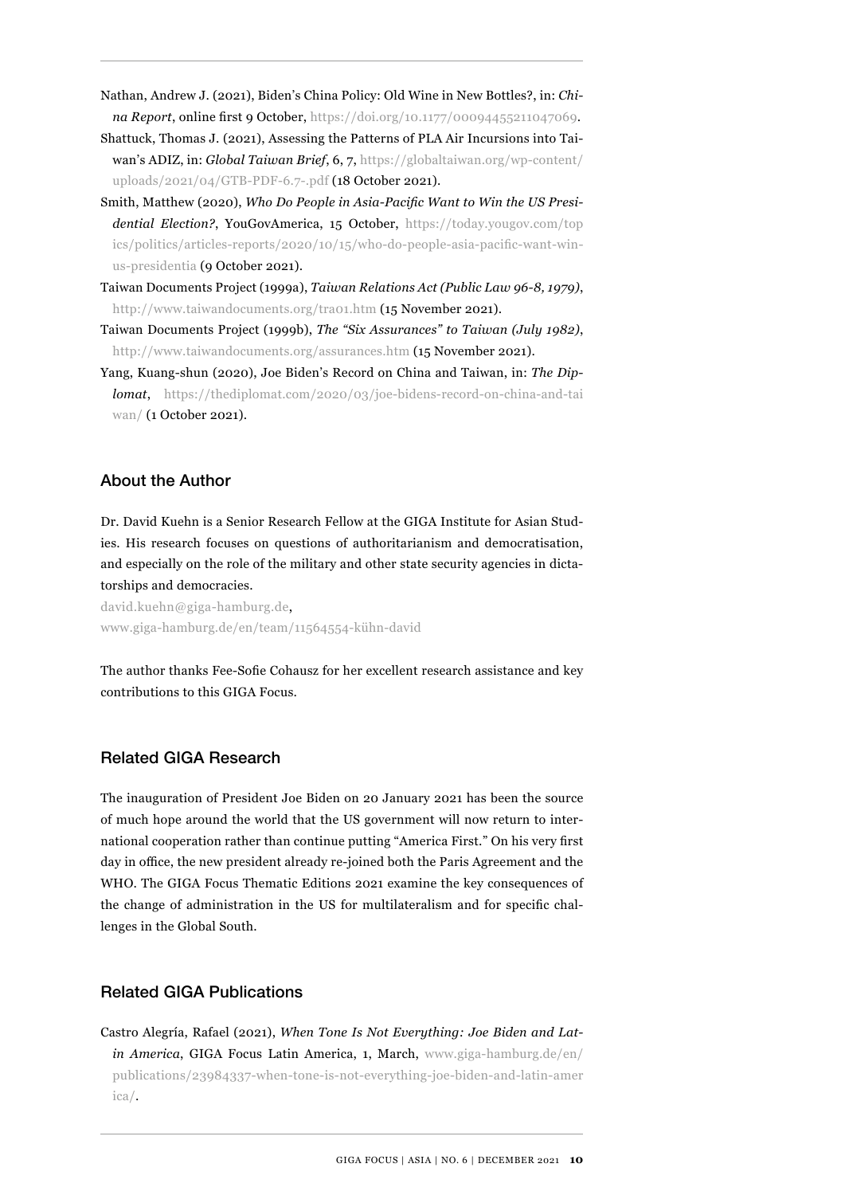Nathan, Andrew J. (2021), Biden's China Policy: Old Wine in New Bottles?, in: *China Report*, online first 9 October, https://doi.org/10.1177/00094455211047069.

Shattuck, Thomas J. (2021), Assessing the Patterns of PLA Air Incursions into Taiwan's ADIZ, in: *Global Taiwan Brief*, 6, 7, https://globaltaiwan.org/wp-content/uploads/2021/04/GTB-PDF-6.7-.pdf (18 October 2021).

Smith, Matthew (2020), *Who Do People in Asia-Pacific Want to Win the US Presidential Election?*, YouGovAmerica, 15 October, https://today.yougov.com/topics/politics/articles-reports/2020/10/15/who-do-people-asia-pacific-want-win-us-presidentia (9 October 2021).

Taiwan Documents Project (1999a), *Taiwan Relations Act (Public Law 96-8, 1979)*, http://www.taiwandocuments.org/tra01.htm (15 November 2021).

Taiwan Documents Project (1999b), *The "Six Assurances" to Taiwan (July 1982)*, http://www.taiwandocuments.org/assurances.htm (15 November 2021).

Yang, Kuang-shun (2020), Joe Biden's Record on China and Taiwan, in: *The Diplomat*, https://thediplomat.com/2020/03/joe-bidens-record-on-china-and-taiwan/ (1 October 2021).

## About the Author

Dr. David Kuehn is a Senior Research Fellow at the GIGA Institute for Asian Studies. His research focuses on questions of authoritarianism and democratisation, and especially on the role of the military and other state security agencies in dictatorships and democracies.

david.kuehn@giga-hamburg.de,
www.giga-hamburg.de/en/team/11564554-kühn-david

The author thanks Fee-Sofie Cohausz for her excellent research assistance and key contributions to this GIGA Focus.

## Related GIGA Research

The inauguration of President Joe Biden on 20 January 2021 has been the source of much hope around the world that the US government will now return to international cooperation rather than continue putting "America First." On his very first day in office, the new president already re-joined both the Paris Agreement and the WHO. The GIGA Focus Thematic Editions 2021 examine the key consequences of the change of administration in the US for multilateralism and for specific challenges in the Global South.

## Related GIGA Publications

Castro Alegría, Rafael (2021), *When Tone Is Not Everything: Joe Biden and Latin America*, GIGA Focus Latin America, 1, March, www.giga-hamburg.de/en/publications/23984337-when-tone-is-not-everything-joe-biden-and-latin-america/.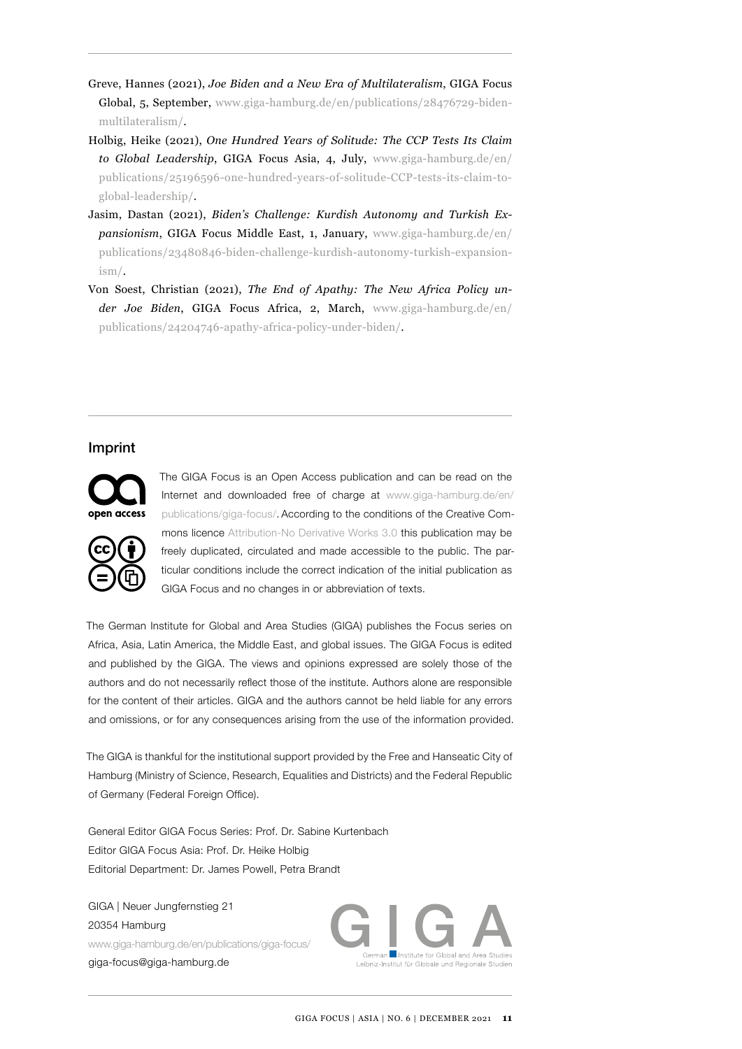Greve, Hannes (2021), *Joe Biden and a New Era of Multilateralism*, GIGA Focus Global, 5, September, www.giga-hamburg.de/en/publications/28476729-biden-multilateralism/.

Holbig, Heike (2021), *One Hundred Years of Solitude: The CCP Tests Its Claim to Global Leadership*, GIGA Focus Asia, 4, July, www.giga-hamburg.de/en/publications/25196596-one-hundred-years-of-solitude-CCP-tests-its-claim-to-global-leadership/.

Jasim, Dastan (2021), *Biden's Challenge: Kurdish Autonomy and Turkish Expansionism*, GIGA Focus Middle East, 1, January, www.giga-hamburg.de/en/publications/23480846-biden-challenge-kurdish-autonomy-turkish-expansionism/.

Von Soest, Christian (2021), *The End of Apathy: The New Africa Policy under Joe Biden*, GIGA Focus Africa, 2, March, www.giga-hamburg.de/en/publications/24204746-apathy-africa-policy-under-biden/.

## Imprint

open access

The GIGA Focus is an Open Access publication and can be read on the Internet and downloaded free of charge at www.giga-hamburg.de/en/publications/giga-focus/. According to the conditions of the Creative Commons licence Attribution-No Derivative Works 3.0 this publication may be freely duplicated, circulated and made accessible to the public. The particular conditions include the correct indication of the initial publication as GIGA Focus and no changes in or abbreviation of texts.

The German Institute for Global and Area Studies (GIGA) publishes the Focus series on Africa, Asia, Latin America, the Middle East, and global issues. The GIGA Focus is edited and published by the GIGA. The views and opinions expressed are solely those of the authors and do not necessarily reflect those of the institute. Authors alone are responsible for the content of their articles. GIGA and the authors cannot be held liable for any errors and omissions, or for any consequences arising from the use of the information provided.

The GIGA is thankful for the institutional support provided by the Free and Hanseatic City of Hamburg (Ministry of Science, Research, Equalities and Districts) and the Federal Republic of Germany (Federal Foreign Office).

General Editor GIGA Focus Series: Prof. Dr. Sabine Kurtenbach
Editor GIGA Focus Asia: Prof. Dr. Heike Holbig
Editorial Department: Dr. James Powell, Petra Brandt

GIGA | Neuer Jungfernstieg 21
20354 Hamburg
www.giga-hamburg.de/en/publications/giga-focus/
giga-focus@giga-hamburg.de

GIGA
German Institute for Global and Area Studies
Leibniz-Institut für Globale und Regionale Studien